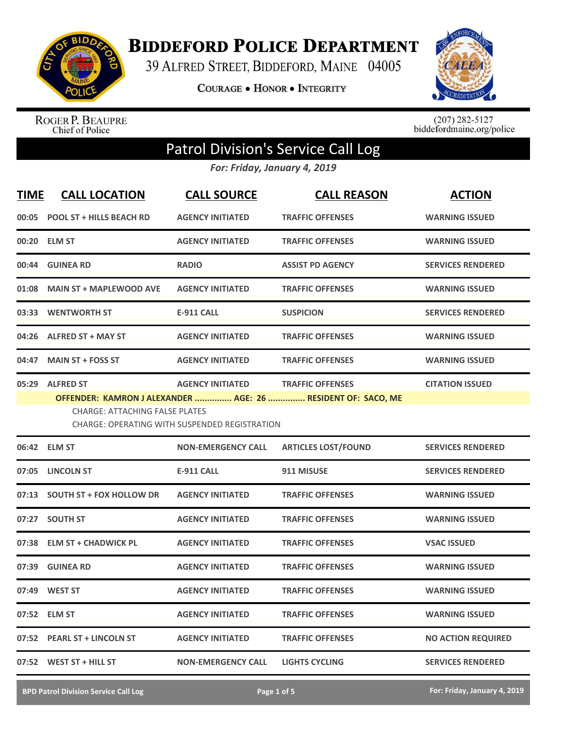# Biddeford Police Department

39 Alfred Street, Biddeford, Maine 04005

**Courage • Honor • Integrity**

Roger P. Beaupre
Chief of Police

(207) 282-5127
biddefordmaine.org/police

## Patrol Division's Service Call Log

*For: Friday, January 4, 2019*

| TIME | CALL LOCATION | CALL SOURCE | CALL REASON | ACTION |
|---|---|---|---|---|
| 00:05 | POOL ST + HILLS BEACH RD | AGENCY INITIATED | TRAFFIC OFFENSES | WARNING ISSUED |
| 00:20 | ELM ST | AGENCY INITIATED | TRAFFIC OFFENSES | WARNING ISSUED |
| 00:44 | GUINEA RD | RADIO | ASSIST PD AGENCY | SERVICES RENDERED |
| 01:08 | MAIN ST + MAPLEWOOD AVE | AGENCY INITIATED | TRAFFIC OFFENSES | WARNING ISSUED |
| 03:33 | WENTWORTH ST | E-911 CALL | SUSPICION | SERVICES RENDERED |
| 04:26 | ALFRED ST + MAY ST | AGENCY INITIATED | TRAFFIC OFFENSES | WARNING ISSUED |
| 04:47 | MAIN ST + FOSS ST | AGENCY INITIATED | TRAFFIC OFFENSES | WARNING ISSUED |
| 05:29 | ALFRED ST | AGENCY INITIATED | TRAFFIC OFFENSES | CITATION ISSUED |
| | OFFENDER: KAMRON J ALEXANDER ............... AGE: 26 ............... RESIDENT OF: SACO, ME<br>CHARGE: ATTACHING FALSE PLATES<br>CHARGE: OPERATING WITH SUSPENDED REGISTRATION | | | |
| 06:42 | ELM ST | NON-EMERGENCY CALL | ARTICLES LOST/FOUND | SERVICES RENDERED |
| 07:05 | LINCOLN ST | E-911 CALL | 911 MISUSE | SERVICES RENDERED |
| 07:13 | SOUTH ST + FOX HOLLOW DR | AGENCY INITIATED | TRAFFIC OFFENSES | WARNING ISSUED |
| 07:27 | SOUTH ST | AGENCY INITIATED | TRAFFIC OFFENSES | WARNING ISSUED |
| 07:38 | ELM ST + CHADWICK PL | AGENCY INITIATED | TRAFFIC OFFENSES | VSAC ISSUED |
| 07:39 | GUINEA RD | AGENCY INITIATED | TRAFFIC OFFENSES | WARNING ISSUED |
| 07:49 | WEST ST | AGENCY INITIATED | TRAFFIC OFFENSES | WARNING ISSUED |
| 07:52 | ELM ST | AGENCY INITIATED | TRAFFIC OFFENSES | WARNING ISSUED |
| 07:52 | PEARL ST + LINCOLN ST | AGENCY INITIATED | TRAFFIC OFFENSES | NO ACTION REQUIRED |
| 07:52 | WEST ST + HILL ST | NON-EMERGENCY CALL | LIGHTS CYCLING | SERVICES RENDERED |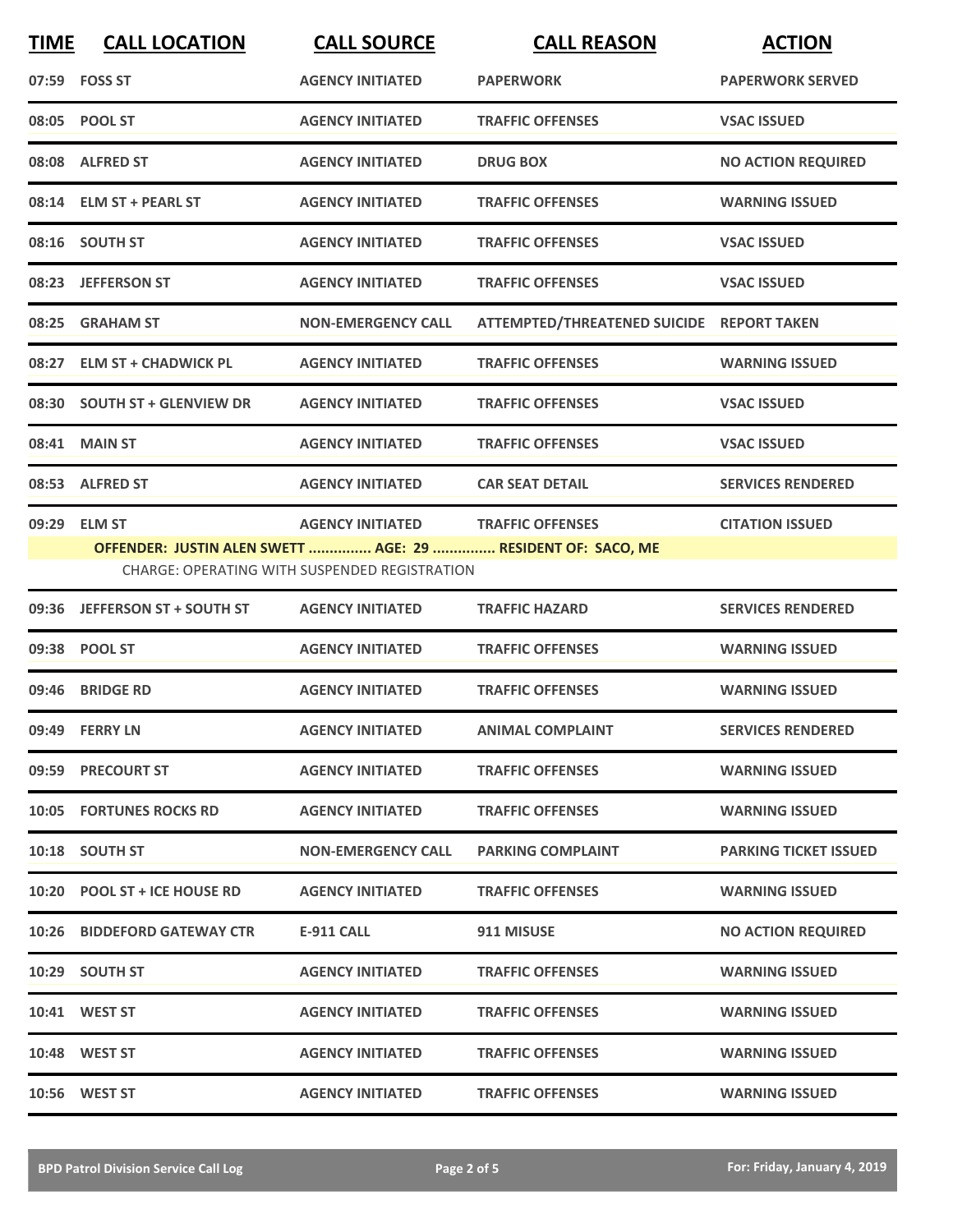| TIME | CALL LOCATION | CALL SOURCE | CALL REASON | ACTION |
|---|---|---|---|---|
| 07:59 | FOSS ST | AGENCY INITIATED | PAPERWORK | PAPERWORK SERVED |
| 08:05 | POOL ST | AGENCY INITIATED | TRAFFIC OFFENSES | VSAC ISSUED |
| 08:08 | ALFRED ST | AGENCY INITIATED | DRUG BOX | NO ACTION REQUIRED |
| 08:14 | ELM ST + PEARL ST | AGENCY INITIATED | TRAFFIC OFFENSES | WARNING ISSUED |
| 08:16 | SOUTH ST | AGENCY INITIATED | TRAFFIC OFFENSES | VSAC ISSUED |
| 08:23 | JEFFERSON ST | AGENCY INITIATED | TRAFFIC OFFENSES | VSAC ISSUED |
| 08:25 | GRAHAM ST | NON-EMERGENCY CALL | ATTEMPTED/THREATENED SUICIDE | REPORT TAKEN |
| 08:27 | ELM ST + CHADWICK PL | AGENCY INITIATED | TRAFFIC OFFENSES | WARNING ISSUED |
| 08:30 | SOUTH ST + GLENVIEW DR | AGENCY INITIATED | TRAFFIC OFFENSES | VSAC ISSUED |
| 08:41 | MAIN ST | AGENCY INITIATED | TRAFFIC OFFENSES | VSAC ISSUED |
| 08:53 | ALFRED ST | AGENCY INITIATED | CAR SEAT DETAIL | SERVICES RENDERED |
| 09:29 | ELM ST | AGENCY INITIATED | TRAFFIC OFFENSES | CITATION ISSUED |
| | OFFENDER: JUSTIN ALEN SWETT ............... AGE: 29 ............... RESIDENT OF: SACO, ME<br>CHARGE: OPERATING WITH SUSPENDED REGISTRATION | | | |
| 09:36 | JEFFERSON ST + SOUTH ST | AGENCY INITIATED | TRAFFIC HAZARD | SERVICES RENDERED |
| 09:38 | POOL ST | AGENCY INITIATED | TRAFFIC OFFENSES | WARNING ISSUED |
| 09:46 | BRIDGE RD | AGENCY INITIATED | TRAFFIC OFFENSES | WARNING ISSUED |
| 09:49 | FERRY LN | AGENCY INITIATED | ANIMAL COMPLAINT | SERVICES RENDERED |
| 09:59 | PRECOURT ST | AGENCY INITIATED | TRAFFIC OFFENSES | WARNING ISSUED |
| 10:05 | FORTUNES ROCKS RD | AGENCY INITIATED | TRAFFIC OFFENSES | WARNING ISSUED |
| 10:18 | SOUTH ST | NON-EMERGENCY CALL | PARKING COMPLAINT | PARKING TICKET ISSUED |
| 10:20 | POOL ST + ICE HOUSE RD | AGENCY INITIATED | TRAFFIC OFFENSES | WARNING ISSUED |
| 10:26 | BIDDEFORD GATEWAY CTR | E-911 CALL | 911 MISUSE | NO ACTION REQUIRED |
| 10:29 | SOUTH ST | AGENCY INITIATED | TRAFFIC OFFENSES | WARNING ISSUED |
| 10:41 | WEST ST | AGENCY INITIATED | TRAFFIC OFFENSES | WARNING ISSUED |
| 10:48 | WEST ST | AGENCY INITIATED | TRAFFIC OFFENSES | WARNING ISSUED |
| 10:56 | WEST ST | AGENCY INITIATED | TRAFFIC OFFENSES | WARNING ISSUED |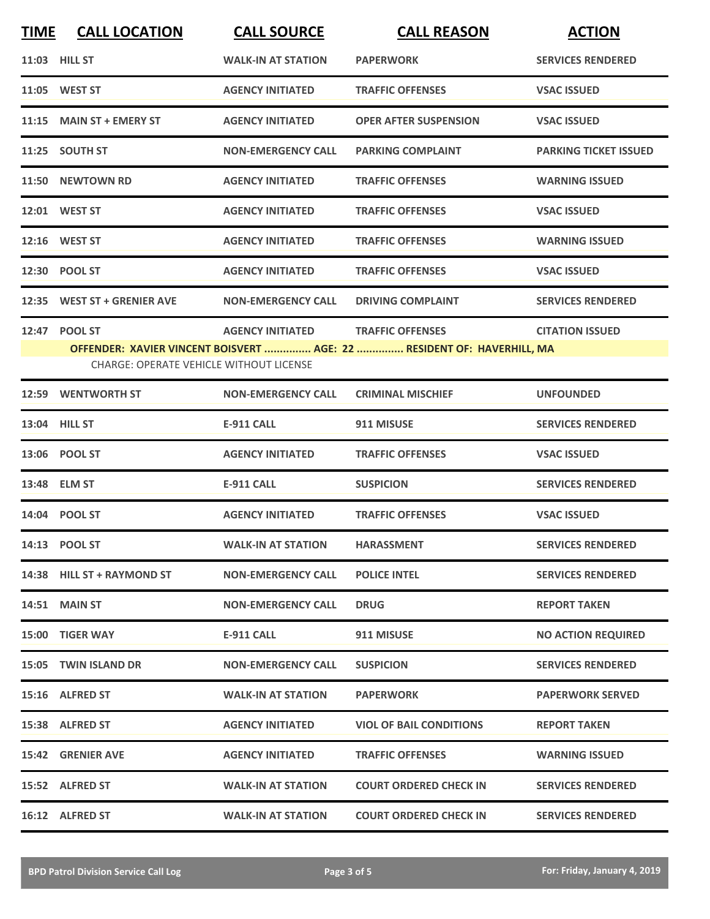| TIME | CALL LOCATION | CALL SOURCE | CALL REASON | ACTION |
|---|---|---|---|---|
| 11:03 | HILL ST | WALK-IN AT STATION | PAPERWORK | SERVICES RENDERED |
| 11:05 | WEST ST | AGENCY INITIATED | TRAFFIC OFFENSES | VSAC ISSUED |
| 11:15 | MAIN ST + EMERY ST | AGENCY INITIATED | OPER AFTER SUSPENSION | VSAC ISSUED |
| 11:25 | SOUTH ST | NON-EMERGENCY CALL | PARKING COMPLAINT | PARKING TICKET ISSUED |
| 11:50 | NEWTOWN RD | AGENCY INITIATED | TRAFFIC OFFENSES | WARNING ISSUED |
| 12:01 | WEST ST | AGENCY INITIATED | TRAFFIC OFFENSES | VSAC ISSUED |
| 12:16 | WEST ST | AGENCY INITIATED | TRAFFIC OFFENSES | WARNING ISSUED |
| 12:30 | POOL ST | AGENCY INITIATED | TRAFFIC OFFENSES | VSAC ISSUED |
| 12:35 | WEST ST + GRENIER AVE | NON-EMERGENCY CALL | DRIVING COMPLAINT | SERVICES RENDERED |
| 12:47 | POOL ST | AGENCY INITIATED | TRAFFIC OFFENSES | CITATION ISSUED |
| | OFFENDER: XAVIER VINCENT BOISVERT ............... AGE: 22 ............... RESIDENT OF: HAVERHILL, MA | | | |
| | CHARGE: OPERATE VEHICLE WITHOUT LICENSE | | | |
| 12:59 | WENTWORTH ST | NON-EMERGENCY CALL | CRIMINAL MISCHIEF | UNFOUNDED |
| 13:04 | HILL ST | E-911 CALL | 911 MISUSE | SERVICES RENDERED |
| 13:06 | POOL ST | AGENCY INITIATED | TRAFFIC OFFENSES | VSAC ISSUED |
| 13:48 | ELM ST | E-911 CALL | SUSPICION | SERVICES RENDERED |
| 14:04 | POOL ST | AGENCY INITIATED | TRAFFIC OFFENSES | VSAC ISSUED |
| 14:13 | POOL ST | WALK-IN AT STATION | HARASSMENT | SERVICES RENDERED |
| 14:38 | HILL ST + RAYMOND ST | NON-EMERGENCY CALL | POLICE INTEL | SERVICES RENDERED |
| 14:51 | MAIN ST | NON-EMERGENCY CALL | DRUG | REPORT TAKEN |
| 15:00 | TIGER WAY | E-911 CALL | 911 MISUSE | NO ACTION REQUIRED |
| 15:05 | TWIN ISLAND DR | NON-EMERGENCY CALL | SUSPICION | SERVICES RENDERED |
| 15:16 | ALFRED ST | WALK-IN AT STATION | PAPERWORK | PAPERWORK SERVED |
| 15:38 | ALFRED ST | AGENCY INITIATED | VIOL OF BAIL CONDITIONS | REPORT TAKEN |
| 15:42 | GRENIER AVE | AGENCY INITIATED | TRAFFIC OFFENSES | WARNING ISSUED |
| 15:52 | ALFRED ST | WALK-IN AT STATION | COURT ORDERED CHECK IN | SERVICES RENDERED |
| 16:12 | ALFRED ST | WALK-IN AT STATION | COURT ORDERED CHECK IN | SERVICES RENDERED |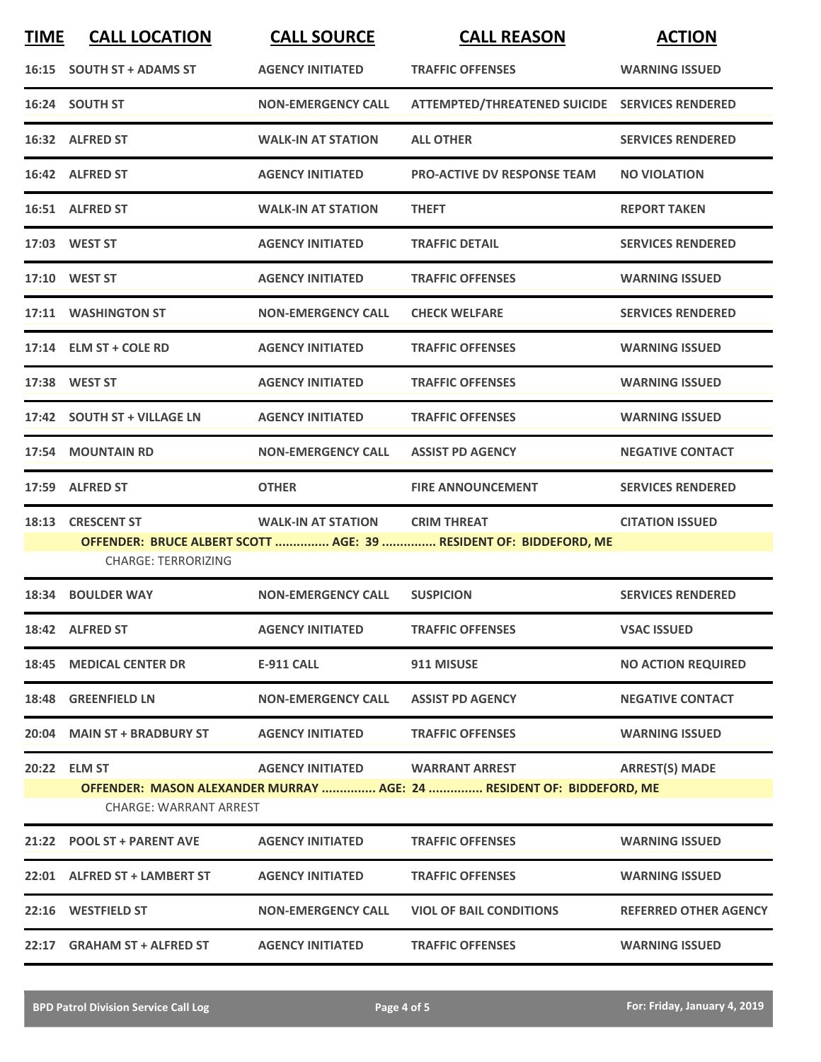| TIME | CALL LOCATION | CALL SOURCE | CALL REASON | ACTION |
|---|---|---|---|---|
| 16:15 | SOUTH ST + ADAMS ST | AGENCY INITIATED | TRAFFIC OFFENSES | WARNING ISSUED |
| 16:24 | SOUTH ST | NON-EMERGENCY CALL | ATTEMPTED/THREATENED SUICIDE | SERVICES RENDERED |
| 16:32 | ALFRED ST | WALK-IN AT STATION | ALL OTHER | SERVICES RENDERED |
| 16:42 | ALFRED ST | AGENCY INITIATED | PRO-ACTIVE DV RESPONSE TEAM | NO VIOLATION |
| 16:51 | ALFRED ST | WALK-IN AT STATION | THEFT | REPORT TAKEN |
| 17:03 | WEST ST | AGENCY INITIATED | TRAFFIC DETAIL | SERVICES RENDERED |
| 17:10 | WEST ST | AGENCY INITIATED | TRAFFIC OFFENSES | WARNING ISSUED |
| 17:11 | WASHINGTON ST | NON-EMERGENCY CALL | CHECK WELFARE | SERVICES RENDERED |
| 17:14 | ELM ST + COLE RD | AGENCY INITIATED | TRAFFIC OFFENSES | WARNING ISSUED |
| 17:38 | WEST ST | AGENCY INITIATED | TRAFFIC OFFENSES | WARNING ISSUED |
| 17:42 | SOUTH ST + VILLAGE LN | AGENCY INITIATED | TRAFFIC OFFENSES | WARNING ISSUED |
| 17:54 | MOUNTAIN RD | NON-EMERGENCY CALL | ASSIST PD AGENCY | NEGATIVE CONTACT |
| 17:59 | ALFRED ST | OTHER | FIRE ANNOUNCEMENT | SERVICES RENDERED |
| 18:13 | CRESCENT ST | WALK-IN AT STATION | CRIM THREAT | CITATION ISSUED |
| | OFFENDER: BRUCE ALBERT SCOTT ............... AGE: 39 ............... RESIDENT OF: BIDDEFORD, ME | | | |
| | CHARGE: TERRORIZING | | | |
| 18:34 | BOULDER WAY | NON-EMERGENCY CALL | SUSPICION | SERVICES RENDERED |
| 18:42 | ALFRED ST | AGENCY INITIATED | TRAFFIC OFFENSES | VSAC ISSUED |
| 18:45 | MEDICAL CENTER DR | E-911 CALL | 911 MISUSE | NO ACTION REQUIRED |
| 18:48 | GREENFIELD LN | NON-EMERGENCY CALL | ASSIST PD AGENCY | NEGATIVE CONTACT |
| 20:04 | MAIN ST + BRADBURY ST | AGENCY INITIATED | TRAFFIC OFFENSES | WARNING ISSUED |
| 20:22 | ELM ST | AGENCY INITIATED | WARRANT ARREST | ARREST(S) MADE |
| | OFFENDER: MASON ALEXANDER MURRAY ............... AGE: 24 ............... RESIDENT OF: BIDDEFORD, ME | | | |
| | CHARGE: WARRANT ARREST | | | |
| 21:22 | POOL ST + PARENT AVE | AGENCY INITIATED | TRAFFIC OFFENSES | WARNING ISSUED |
| 22:01 | ALFRED ST + LAMBERT ST | AGENCY INITIATED | TRAFFIC OFFENSES | WARNING ISSUED |
| 22:16 | WESTFIELD ST | NON-EMERGENCY CALL | VIOL OF BAIL CONDITIONS | REFERRED OTHER AGENCY |
| 22:17 | GRAHAM ST + ALFRED ST | AGENCY INITIATED | TRAFFIC OFFENSES | WARNING ISSUED |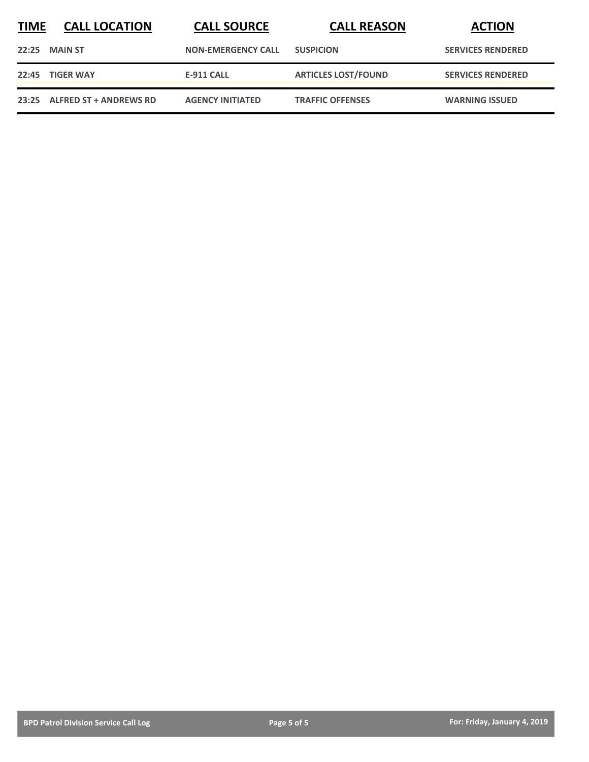| TIME | CALL LOCATION | CALL SOURCE | CALL REASON | ACTION |
|---|---|---|---|---|
| 22:25 | MAIN ST | NON-EMERGENCY CALL | SUSPICION | SERVICES RENDERED |
| 22:45 | TIGER WAY | E-911 CALL | ARTICLES LOST/FOUND | SERVICES RENDERED |
| 23:25 | ALFRED ST + ANDREWS RD | AGENCY INITIATED | TRAFFIC OFFENSES | WARNING ISSUED |